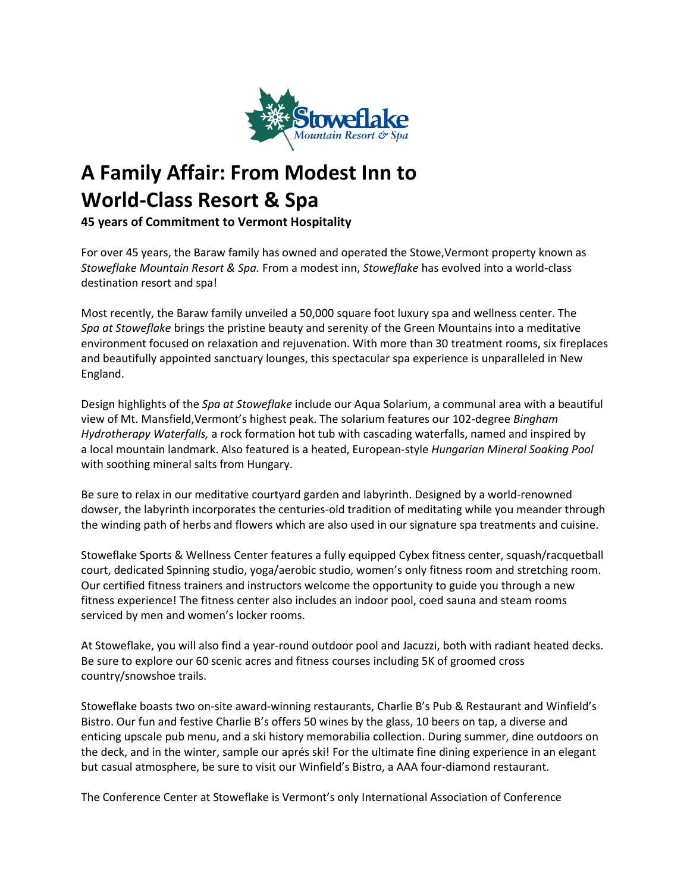# A Family Affair: From Modest Inn to World-Class Resort & Spa

**45 years of Commitment to Vermont Hospitality**

For over 45 years, the Baraw family has owned and operated the Stowe,Vermont property known as *Stoweflake Mountain Resort & Spa.* From a modest inn, *Stoweflake* has evolved into a world-class destination resort and spa!

Most recently, the Baraw family unveiled a 50,000 square foot luxury spa and wellness center. The *Spa at Stoweflake* brings the pristine beauty and serenity of the Green Mountains into a meditative environment focused on relaxation and rejuvenation. With more than 30 treatment rooms, six fireplaces and beautifully appointed sanctuary lounges, this spectacular spa experience is unparalleled in New England.

Design highlights of the *Spa at Stoweflake* include our Aqua Solarium, a communal area with a beautiful view of Mt. Mansfield,Vermont's highest peak. The solarium features our 102-degree *Bingham Hydrotherapy Waterfalls,* a rock formation hot tub with cascading waterfalls, named and inspired by a local mountain landmark. Also featured is a heated, European-style *Hungarian Mineral Soaking Pool* with soothing mineral salts from Hungary.

Be sure to relax in our meditative courtyard garden and labyrinth. Designed by a world-renowned dowser, the labyrinth incorporates the centuries-old tradition of meditating while you meander through the winding path of herbs and flowers which are also used in our signature spa treatments and cuisine.

Stoweflake Sports & Wellness Center features a fully equipped Cybex fitness center, squash/racquetball court, dedicated Spinning studio, yoga/aerobic studio, women's only fitness room and stretching room. Our certified fitness trainers and instructors welcome the opportunity to guide you through a new fitness experience! The fitness center also includes an indoor pool, coed sauna and steam rooms serviced by men and women's locker rooms.

At Stoweflake, you will also find a year-round outdoor pool and Jacuzzi, both with radiant heated decks. Be sure to explore our 60 scenic acres and fitness courses including 5K of groomed cross country/snowshoe trails.

Stoweflake boasts two on-site award-winning restaurants, Charlie B's Pub & Restaurant and Winfield's Bistro. Our fun and festive Charlie B's offers 50 wines by the glass, 10 beers on tap, a diverse and enticing upscale pub menu, and a ski history memorabilia collection. During summer, dine outdoors on the deck, and in the winter, sample our aprés ski! For the ultimate fine dining experience in an elegant but casual atmosphere, be sure to visit our Winfield's Bistro, a AAA four-diamond restaurant.

The Conference Center at Stoweflake is Vermont's only International Association of Conference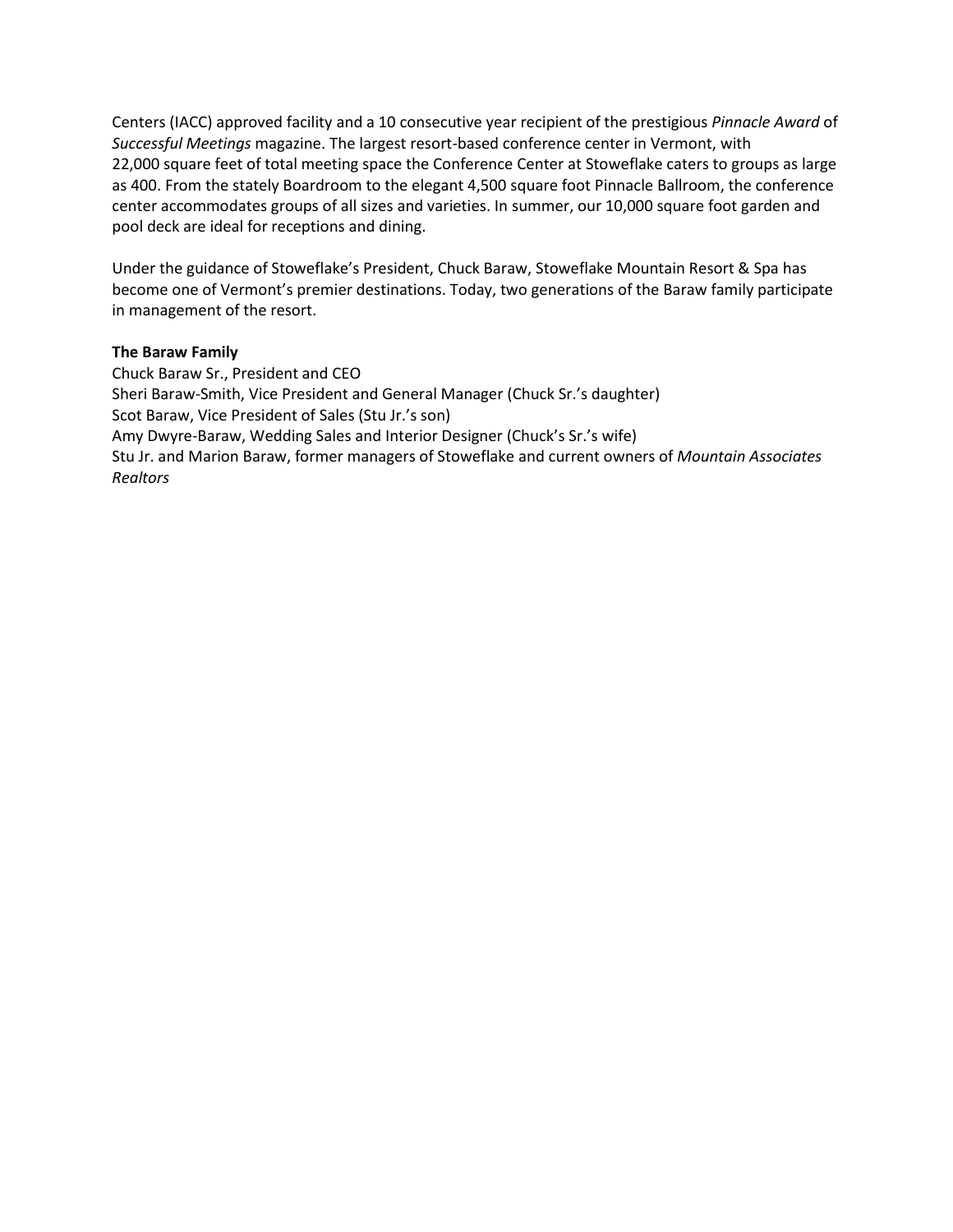Centers (IACC) approved facility and a 10 consecutive year recipient of the prestigious *Pinnacle Award* of *Successful Meetings* magazine. The largest resort-based conference center in Vermont, with 22,000 square feet of total meeting space the Conference Center at Stoweflake caters to groups as large as 400. From the stately Boardroom to the elegant 4,500 square foot Pinnacle Ballroom, the conference center accommodates groups of all sizes and varieties. In summer, our 10,000 square foot garden and pool deck are ideal for receptions and dining.

Under the guidance of Stoweflake's President, Chuck Baraw, Stoweflake Mountain Resort & Spa has become one of Vermont's premier destinations. Today, two generations of the Baraw family participate in management of the resort.

**The Baraw Family**

Chuck Baraw Sr., President and CEO
Sheri Baraw-Smith, Vice President and General Manager (Chuck Sr.'s daughter)
Scot Baraw, Vice President of Sales (Stu Jr.'s son)
Amy Dwyre-Baraw, Wedding Sales and Interior Designer (Chuck's Sr.'s wife)
Stu Jr. and Marion Baraw, former managers of Stoweflake and current owners of *Mountain Associates Realtors*